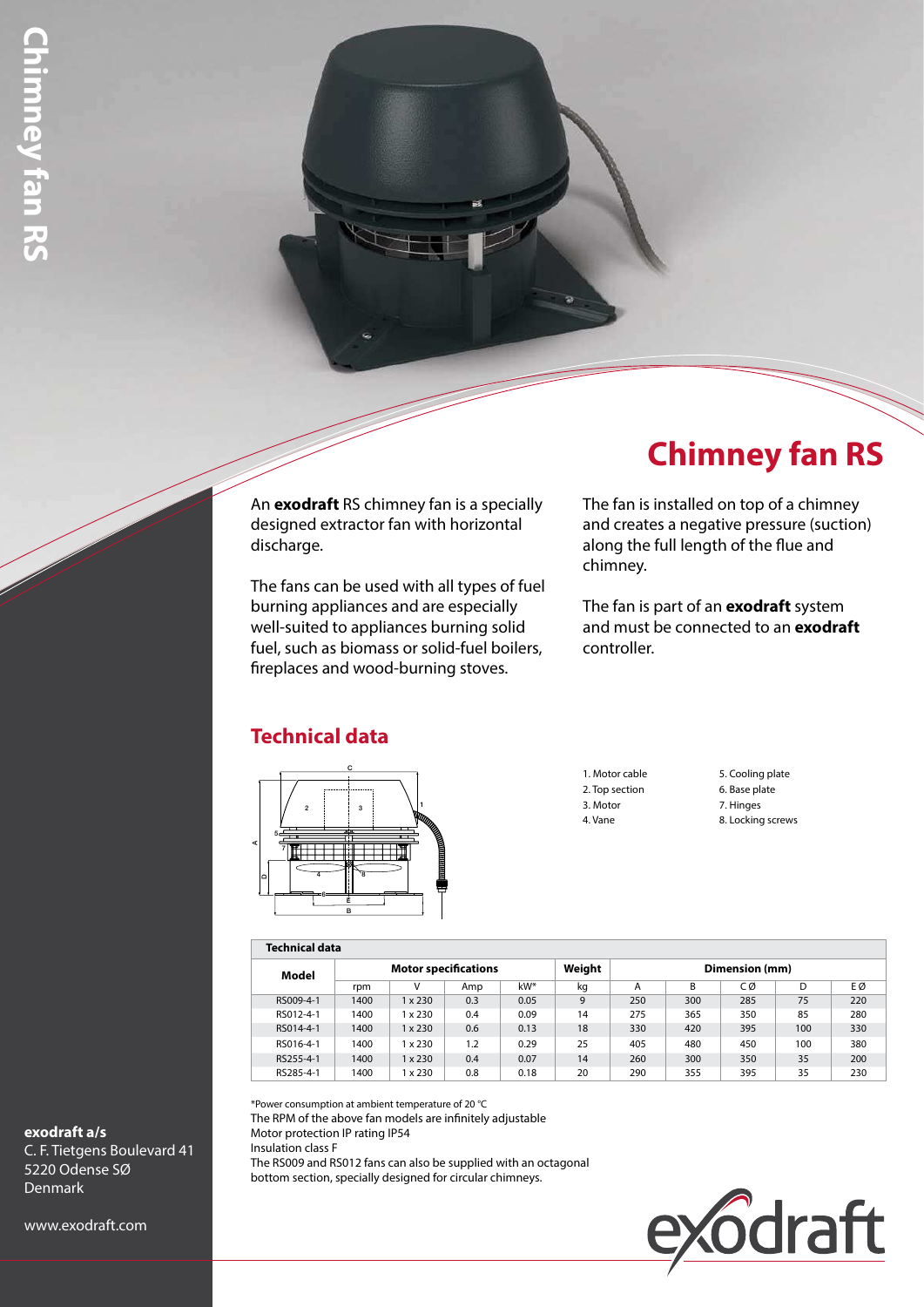# Chimney fan RS

An **exodraft** RS chimney fan is a specially designed extractor fan with horizontal discharge.

The fans can be used with all types of fuel burning appliances and are especially well-suited to appliances burning solid fuel, such as biomass or solid-fuel boilers, fireplaces and wood-burning stoves.

The fan is installed on top of a chimney and creates a negative pressure (suction) along the full length of the flue and chimney.

The fan is part of an **exodraft** system and must be connected to an **exodraft** controller.

## Technical data

1. Motor cable
2. Top section
3. Motor
4. Vane
5. Cooling plate
6. Base plate
7. Hinges
8. Locking screws

| Model | Motor specifications | | | | Weight | Dimension (mm) | | | | |
|---|---|---|---|---|---|---|---|---|---|---|
| | rpm | V | Amp | kW* | kg | A | B | C Ø | D | E Ø |
| RS009-4-1 | 1400 | 1 x 230 | 0.3 | 0.05 | 9 | 250 | 300 | 285 | 75 | 220 |
| RS012-4-1 | 1400 | 1 x 230 | 0.4 | 0.09 | 14 | 275 | 365 | 350 | 85 | 280 |
| RS014-4-1 | 1400 | 1 x 230 | 0.6 | 0.13 | 18 | 330 | 420 | 395 | 100 | 330 |
| RS016-4-1 | 1400 | 1 x 230 | 1.2 | 0.29 | 25 | 405 | 480 | 450 | 100 | 380 |
| RS255-4-1 | 1400 | 1 x 230 | 0.4 | 0.07 | 14 | 260 | 300 | 350 | 35 | 200 |
| RS285-4-1 | 1400 | 1 x 230 | 0.8 | 0.18 | 20 | 290 | 355 | 395 | 35 | 230 |

*Power consumption at ambient temperature of 20 °C
The RPM of the above fan models are infinitely adjustable
Motor protection IP rating IP54
Insulation class F
The RS009 and RS012 fans can also be supplied with an octagonal bottom section, specially designed for circular chimneys.

**exodraft a/s**
C. F. Tietgens Boulevard 41
5220 Odense SØ
Denmark

www.exodraft.com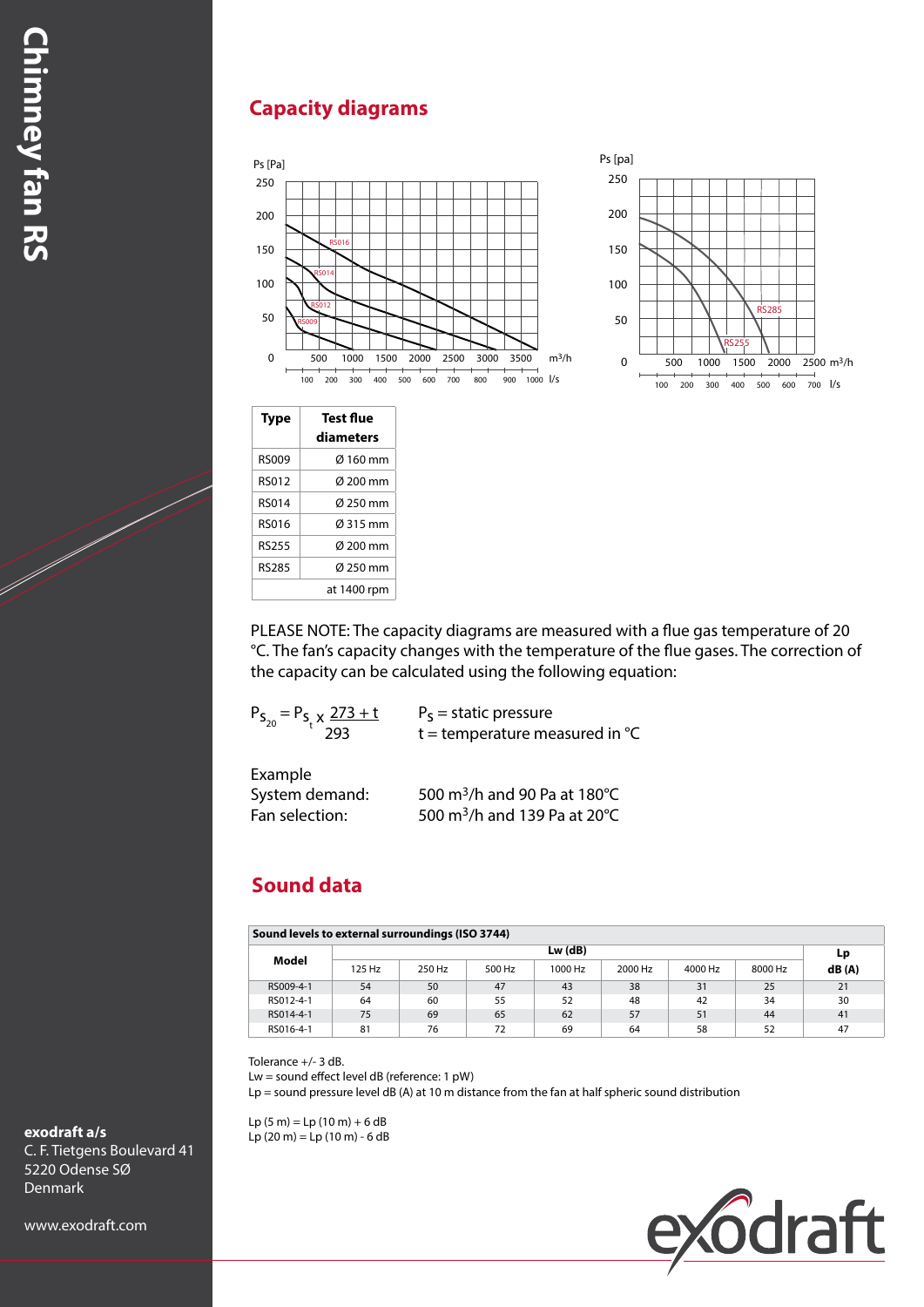# Capacity diagrams

Ps [Pa]
250
200
150
100
50
0
500 1000 1500 2000 2500 3000 3500 m³/h
100 200 300 400 500 600 700 800 900 1000 l/s
RS016
RS014
RS012
RS009

Ps [pa]
250
200
150
100
50
0
500 1000 1500 2000 2500 m³/h
100 200 300 400 500 600 700 l/s
RS285
RS255

| Type | Test flue diameters |
|---|---|
| RS009 | Ø 160 mm |
| RS012 | Ø 200 mm |
| RS014 | Ø 250 mm |
| RS016 | Ø 315 mm |
| RS255 | Ø 200 mm |
| RS285 | Ø 250 mm |
| | at 1400 rpm |

PLEASE NOTE: The capacity diagrams are measured with a flue gas temperature of 20 °C. The fan's capacity changes with the temperature of the flue gases. The correction of the capacity can be calculated using the following equation:

$$P_{S_{20}} = P_{S_t} \times \frac{273 + t}{293}$$

$P_S$ = static pressure
t = temperature measured in °C

Example
System demand: 500 m³/h and 90 Pa at 180°C
Fan selection: 500 m³/h and 139 Pa at 20°C

# Sound data

| Sound levels to external surroundings (ISO 3744) | | | | | | | | |
|---|---|---|---|---|---|---|---|---|
| Model | Lw (dB) | | | | | | | Lp |
| | 125 Hz | 250 Hz | 500 Hz | 1000 Hz | 2000 Hz | 4000 Hz | 8000 Hz | dB (A) |
| RS009-4-1 | 54 | 50 | 47 | 43 | 38 | 31 | 25 | 21 |
| RS012-4-1 | 64 | 60 | 55 | 52 | 48 | 42 | 34 | 30 |
| RS014-4-1 | 75 | 69 | 65 | 62 | 57 | 51 | 44 | 41 |
| RS016-4-1 | 81 | 76 | 72 | 69 | 64 | 58 | 52 | 47 |

Tolerance +/- 3 dB.
Lw = sound effect level dB (reference: 1 pW)
Lp = sound pressure level dB (A) at 10 m distance from the fan at half spheric sound distribution

Lp (5 m) = Lp (10 m) + 6 dB
Lp (20 m) = Lp (10 m) - 6 dB

**exodraft a/s**
C. F. Tietgens Boulevard 41
5220 Odense SØ
Denmark

www.exodraft.com